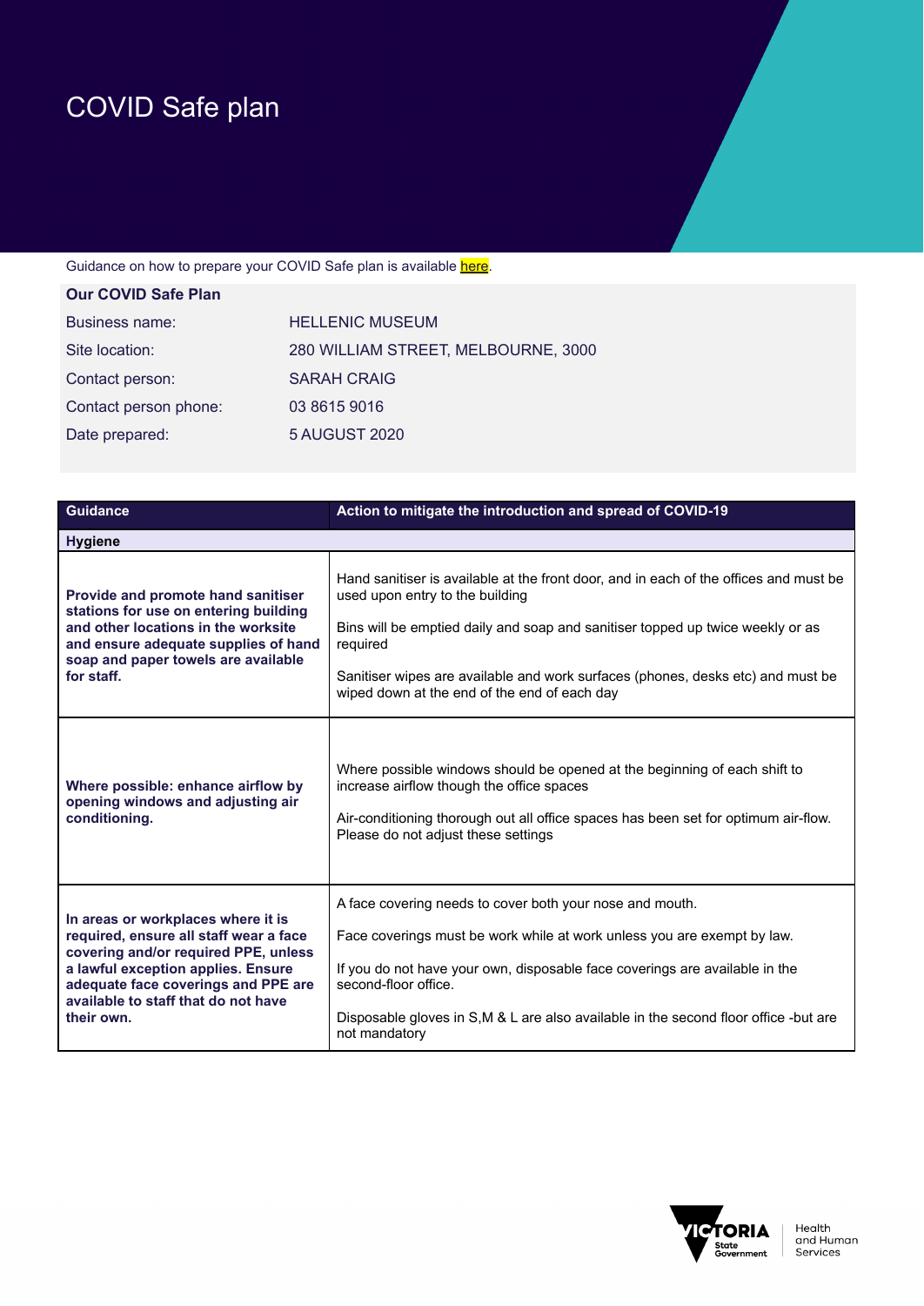# COVID Safe plan

Guidance on how to prepare your COVID Safe plan is available here.

**Our COVID Safe Plan**

| | |
|---|---|
| Business name: | HELLENIC MUSEUM |
| Site location: | 280 WILLIAM STREET, MELBOURNE, 3000 |
| Contact person: | SARAH CRAIG |
| Contact person phone: | 03 8615 9016 |
| Date prepared: | 5 AUGUST 2020 |

| Guidance | Action to mitigate the introduction and spread of COVID-19 |
|---|---|
| **Hygiene** | |
| **Provide and promote hand sanitiser stations for use on entering building and other locations in the worksite and ensure adequate supplies of hand soap and paper towels are available for staff.** | Hand sanitiser is available at the front door, and in each of the offices and must be used upon entry to the building<br><br>Bins will be emptied daily and soap and sanitiser topped up twice weekly or as required<br><br>Sanitiser wipes are available and work surfaces (phones, desks etc) and must be wiped down at the end of the end of each day |
| **Where possible: enhance airflow by opening windows and adjusting air conditioning.** | Where possible windows should be opened at the beginning of each shift to increase airflow though the office spaces<br><br>Air-conditioning thorough out all office spaces has been set for optimum air-flow. Please do not adjust these settings |
| **In areas or workplaces where it is required, ensure all staff wear a face covering and/or required PPE, unless a lawful exception applies. Ensure adequate face coverings and PPE are available to staff that do not have their own.** | A face covering needs to cover both your nose and mouth.<br><br>Face coverings must be work while at work unless you are exempt by law.<br><br>If you do not have your own, disposable face coverings are available in the second-floor office.<br><br>Disposable gloves in S,M & L are also available in the second floor office -but are not mandatory |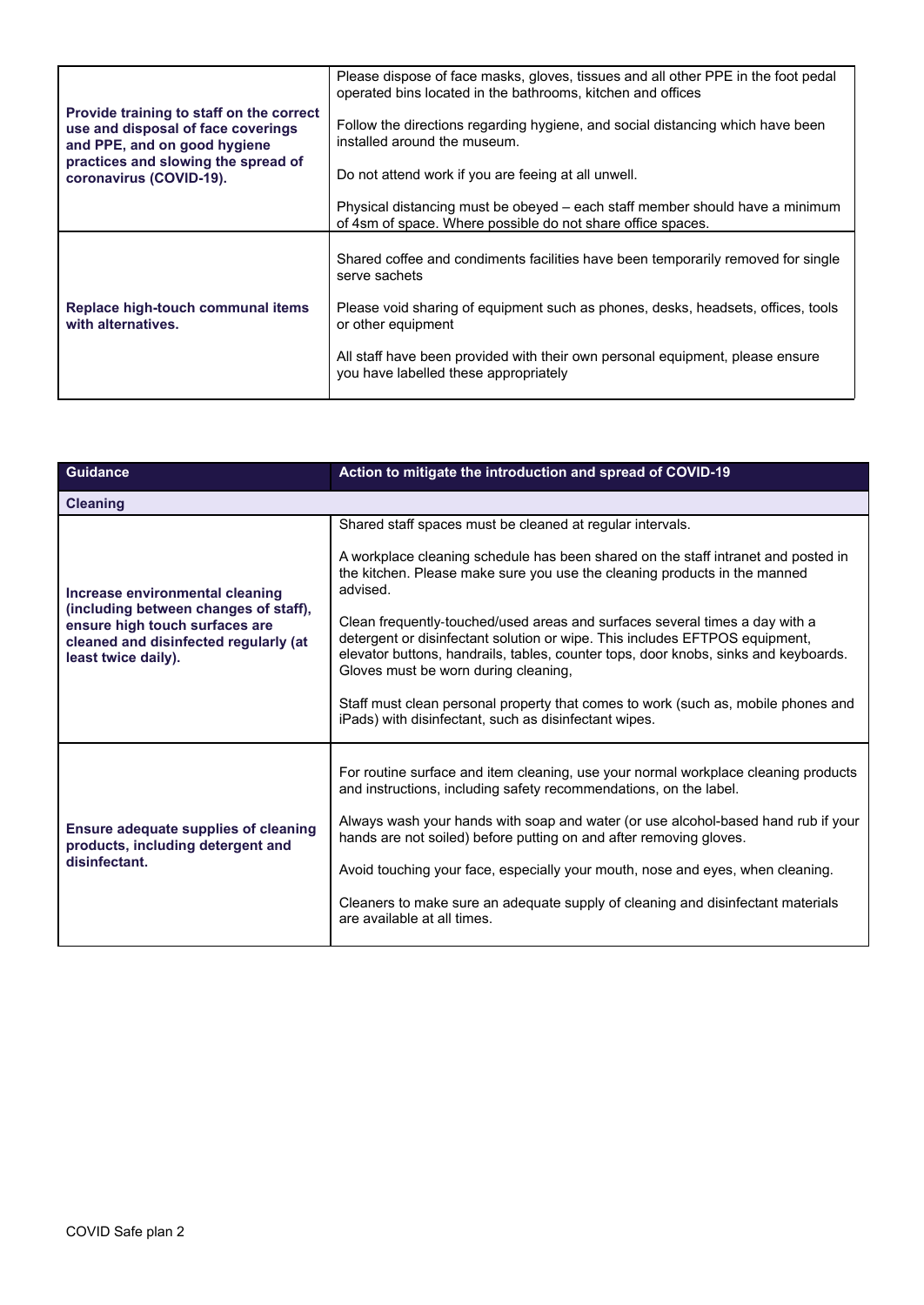| | |
|---|---|
| **Provide training to staff on the correct use and disposal of face coverings and PPE, and on good hygiene practices and slowing the spread of coronavirus (COVID-19).** | Please dispose of face masks, gloves, tissues and all other PPE in the foot pedal operated bins located in the bathrooms, kitchen and offices<br><br>Follow the directions regarding hygiene, and social distancing which have been installed around the museum.<br><br>Do not attend work if you are feeing at all unwell.<br><br>Physical distancing must be obeyed – each staff member should have a minimum of 4sm of space. Where possible do not share office spaces. |
| **Replace high-touch communal items with alternatives.** | Shared coffee and condiments facilities have been temporarily removed for single serve sachets<br><br>Please void sharing of equipment such as phones, desks, headsets, offices, tools or other equipment<br><br>All staff have been provided with their own personal equipment, please ensure you have labelled these appropriately |

| Guidance | Action to mitigate the introduction and spread of COVID-19 |
|---|---|
| **Cleaning** | |
| **Increase environmental cleaning (including between changes of staff), ensure high touch surfaces are cleaned and disinfected regularly (at least twice daily).** | Shared staff spaces must be cleaned at regular intervals.<br><br>A workplace cleaning schedule has been shared on the staff intranet and posted in the kitchen. Please make sure you use the cleaning products in the manned advised.<br><br>Clean frequently-touched/used areas and surfaces several times a day with a detergent or disinfectant solution or wipe. This includes EFTPOS equipment, elevator buttons, handrails, tables, counter tops, door knobs, sinks and keyboards. Gloves must be worn during cleaning,<br><br>Staff must clean personal property that comes to work (such as, mobile phones and iPads) with disinfectant, such as disinfectant wipes. |
| **Ensure adequate supplies of cleaning products, including detergent and disinfectant.** | For routine surface and item cleaning, use your normal workplace cleaning products and instructions, including safety recommendations, on the label.<br><br>Always wash your hands with soap and water (or use alcohol-based hand rub if your hands are not soiled) before putting on and after removing gloves.<br><br>Avoid touching your face, especially your mouth, nose and eyes, when cleaning.<br><br>Cleaners to make sure an adequate supply of cleaning and disinfectant materials are available at all times. |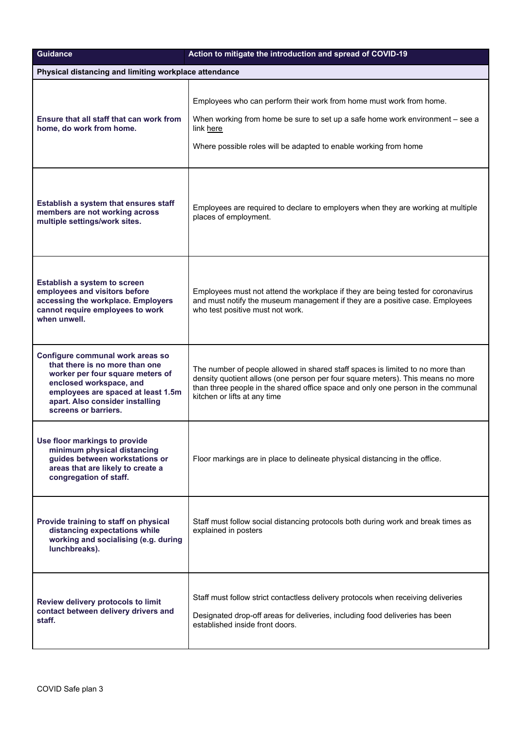| Guidance | Action to mitigate the introduction and spread of COVID-19 |
|---|---|
| **Physical distancing and limiting workplace attendance** | |
| **Ensure that all staff that can work from home, do work from home.** | Employees who can perform their work from home must work from home.<br><br>When working from home be sure to set up a safe home work environment – see a link here<br><br>Where possible roles will be adapted to enable working from home |
| **Establish a system that ensures staff members are not working across multiple settings/work sites.** | Employees are required to declare to employers when they are working at multiple places of employment. |
| **Establish a system to screen employees and visitors before accessing the workplace. Employers cannot require employees to work when unwell.** | Employees must not attend the workplace if they are being tested for coronavirus and must notify the museum management if they are a positive case. Employees who test positive must not work. |
| **Configure communal work areas so that there is no more than one worker per four square meters of enclosed workspace, and employees are spaced at least 1.5m apart. Also consider installing screens or barriers.** | The number of people allowed in shared staff spaces is limited to no more than density quotient allows (one person per four square meters). This means no more than three people in the shared office space and only one person in the communal kitchen or lifts at any time |
| **Use floor markings to provide minimum physical distancing guides between workstations or areas that are likely to create a congregation of staff.** | Floor markings are in place to delineate physical distancing in the office. |
| **Provide training to staff on physical distancing expectations while working and socialising (e.g. during lunchbreaks).** | Staff must follow social distancing protocols both during work and break times as explained in posters |
| **Review delivery protocols to limit contact between delivery drivers and staff.** | Staff must follow strict contactless delivery protocols when receiving deliveries<br><br>Designated drop-off areas for deliveries, including food deliveries has been established inside front doors. |

COVID Safe plan 3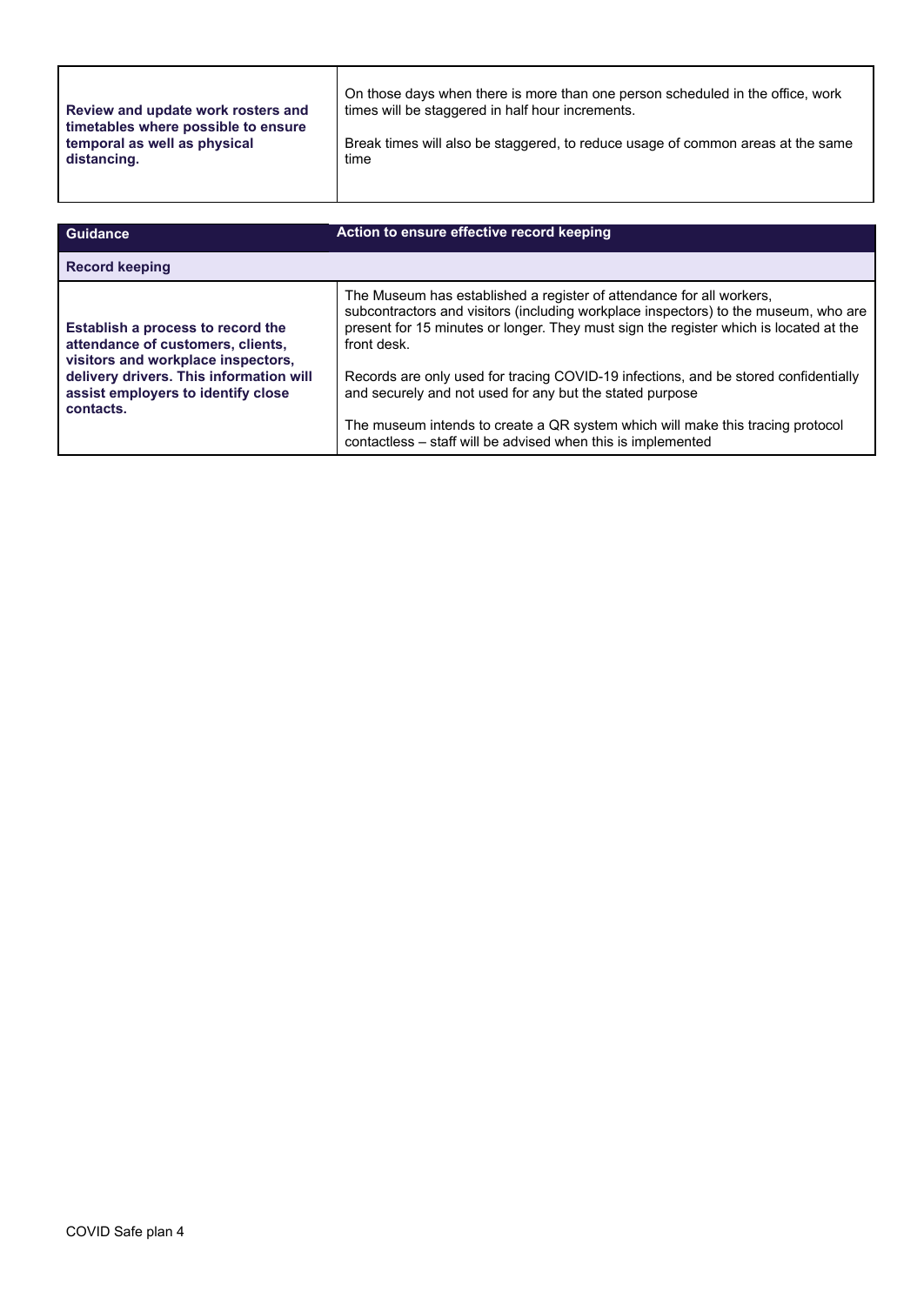| | |
|---|---|
| **Review and update work rosters and timetables where possible to ensure temporal as well as physical distancing.** | On those days when there is more than one person scheduled in the office, work times will be staggered in half hour increments.<br><br>Break times will also be staggered, to reduce usage of common areas at the same time |

| Guidance | Action to ensure effective record keeping |
|---|---|
| **Record keeping** | |
| **Establish a process to record the attendance of customers, clients, visitors and workplace inspectors, delivery drivers. This information will assist employers to identify close contacts.** | The Museum has established a register of attendance for all workers, subcontractors and visitors (including workplace inspectors) to the museum, who are present for 15 minutes or longer. They must sign the register which is located at the front desk.<br><br>Records are only used for tracing COVID-19 infections, and be stored confidentially and securely and not used for any but the stated purpose<br><br>The museum intends to create a QR system which will make this tracing protocol contactless – staff will be advised when this is implemented |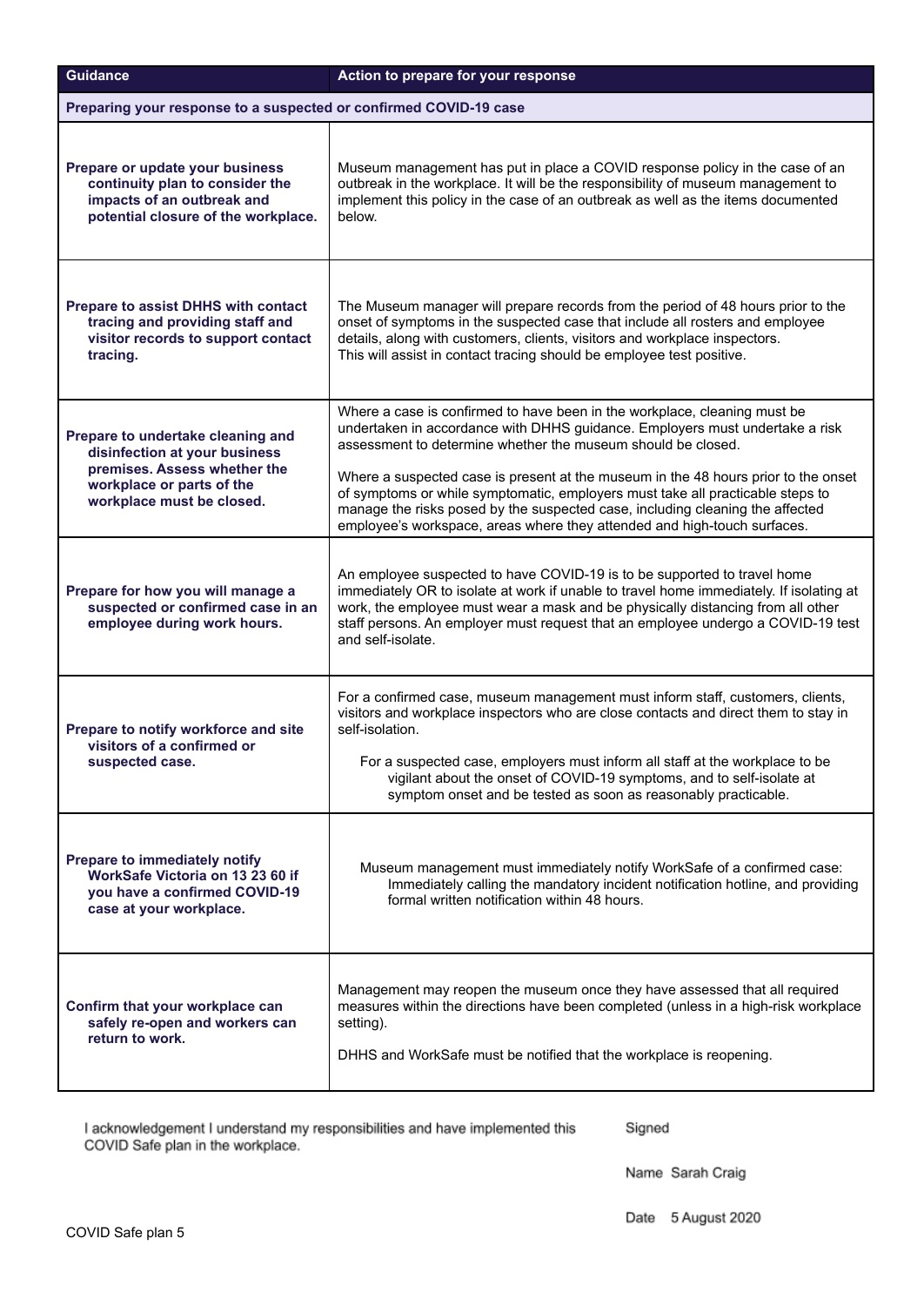| Guidance | Action to prepare for your response |
| --- | --- |
| **Preparing your response to a suspected or confirmed COVID-19 case** | |
| **Prepare or update your business continuity plan to consider the impacts of an outbreak and potential closure of the workplace.** | Museum management has put in place a COVID response policy in the case of an outbreak in the workplace. It will be the responsibility of museum management to implement this policy in the case of an outbreak as well as the items documented below. |
| **Prepare to assist DHHS with contact tracing and providing staff and visitor records to support contact tracing.** | The Museum manager will prepare records from the period of 48 hours prior to the onset of symptoms in the suspected case that include all rosters and employee details, along with customers, clients, visitors and workplace inspectors. This will assist in contact tracing should be employee test positive. |
| **Prepare to undertake cleaning and disinfection at your business premises. Assess whether the workplace or parts of the workplace must be closed.** | Where a case is confirmed to have been in the workplace, cleaning must be undertaken in accordance with DHHS guidance. Employers must undertake a risk assessment to determine whether the museum should be closed.<br><br>Where a suspected case is present at the museum in the 48 hours prior to the onset of symptoms or while symptomatic, employers must take all practicable steps to manage the risks posed by the suspected case, including cleaning the affected employee's workspace, areas where they attended and high-touch surfaces. |
| **Prepare for how you will manage a suspected or confirmed case in an employee during work hours.** | An employee suspected to have COVID-19 is to be supported to travel home immediately OR to isolate at work if unable to travel home immediately. If isolating at work, the employee must wear a mask and be physically distancing from all other staff persons. An employer must request that an employee undergo a COVID-19 test and self-isolate. |
| **Prepare to notify workforce and site visitors of a confirmed or suspected case.** | For a confirmed case, museum management must inform staff, customers, clients, visitors and workplace inspectors who are close contacts and direct them to stay in self-isolation.<br><br>For a suspected case, employers must inform all staff at the workplace to be vigilant about the onset of COVID-19 symptoms, and to self-isolate at symptom onset and be tested as soon as reasonably practicable. |
| **Prepare to immediately notify WorkSafe Victoria on 13 23 60 if you have a confirmed COVID-19 case at your workplace.** | Museum management must immediately notify WorkSafe of a confirmed case: Immediately calling the mandatory incident notification hotline, and providing formal written notification within 48 hours. |
| **Confirm that your workplace can safely re-open and workers can return to work.** | Management may reopen the museum once they have assessed that all required measures within the directions have been completed (unless in a high-risk workplace setting).<br><br>DHHS and WorkSafe must be notified that the workplace is reopening. |

I acknowledgement I understand my responsibilities and have implemented this COVID Safe plan in the workplace.

Signed

Name Sarah Craig

Date 5 August 2020

COVID Safe plan 5